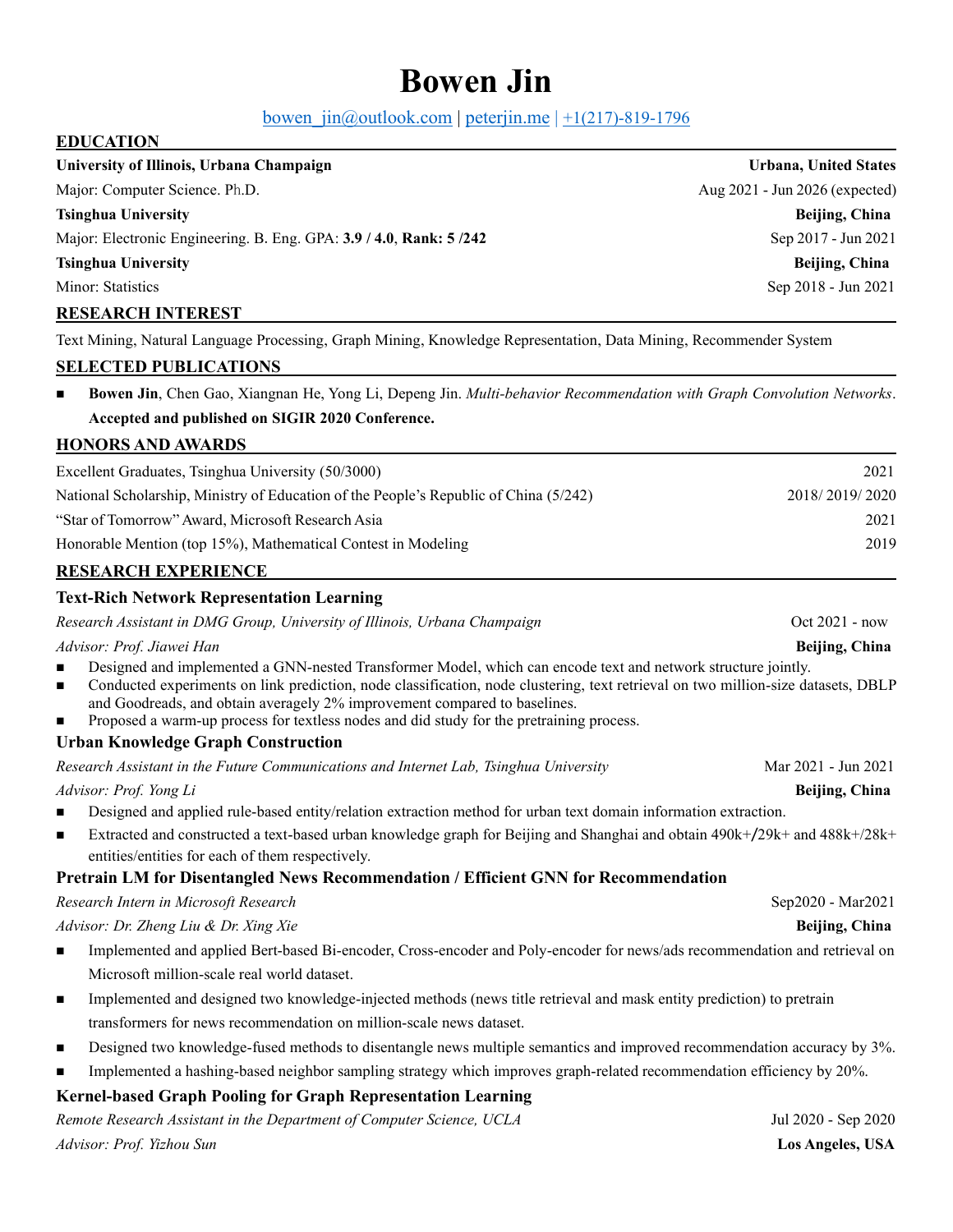# Bowen Jin

bowen_jin@outlook.com | peterjin.me | +1(217)-819-1796

## EDUCATION

**University of Illinois, Urbana Champaign** — **Urbana, United States**
Major: Computer Science. Ph.D. — Aug 2021 - Jun 2026 (expected)

**Tsinghua University** — **Beijing, China**
Major: Electronic Engineering. B. Eng. GPA: **3.9 / 4.0**, **Rank: 5 /242** — Sep 2017 - Jun 2021

**Tsinghua University** — **Beijing, China**
Minor: Statistics — Sep 2018 - Jun 2021

## RESEARCH INTEREST

Text Mining, Natural Language Processing, Graph Mining, Knowledge Representation, Data Mining, Recommender System

## SELECTED PUBLICATIONS

- **Bowen Jin**, Chen Gao, Xiangnan He, Yong Li, Depeng Jin. *Multi-behavior Recommendation with Graph Convolution Networks*. **Accepted and published on SIGIR 2020 Conference.**

## HONORS AND AWARDS

| Award | Year |
|---|---|
| Excellent Graduates, Tsinghua University (50/3000) | 2021 |
| National Scholarship, Ministry of Education of the People's Republic of China (5/242) | 2018/ 2019/ 2020 |
| "Star of Tomorrow" Award, Microsoft Research Asia | 2021 |
| Honorable Mention (top 15%), Mathematical Contest in Modeling | 2019 |

## RESEARCH EXPERIENCE

### Text-Rich Network Representation Learning

*Research Assistant in DMG Group, University of Illinois, Urbana Champaign* — Oct 2021 - now
*Advisor: Prof. Jiawei Han* — **Beijing, China**

- Designed and implemented a GNN-nested Transformer Model, which can encode text and network structure jointly.
- Conducted experiments on link prediction, node classification, node clustering, text retrieval on two million-size datasets, DBLP and Goodreads, and obtain averagely 2% improvement compared to baselines.
- Proposed a warm-up process for textless nodes and did study for the pretraining process.

### Urban Knowledge Graph Construction

*Research Assistant in the Future Communications and Internet Lab, Tsinghua University* — Mar 2021 - Jun 2021
*Advisor: Prof. Yong Li* — **Beijing, China**

- Designed and applied rule-based entity/relation extraction method for urban text domain information extraction.
- Extracted and constructed a text-based urban knowledge graph for Beijing and Shanghai and obtain 490k+/29k+ and 488k+/28k+ entities/entities for each of them respectively.

### Pretrain LM for Disentangled News Recommendation / Efficient GNN for Recommendation

*Research Intern in Microsoft Research* — Sep2020 - Mar2021
*Advisor: Dr. Zheng Liu & Dr. Xing Xie* — **Beijing, China**

- Implemented and applied Bert-based Bi-encoder, Cross-encoder and Poly-encoder for news/ads recommendation and retrieval on Microsoft million-scale real world dataset.
- Implemented and designed two knowledge-injected methods (news title retrieval and mask entity prediction) to pretrain transformers for news recommendation on million-scale news dataset.
- Designed two knowledge-fused methods to disentangle news multiple semantics and improved recommendation accuracy by 3%.
- Implemented a hashing-based neighbor sampling strategy which improves graph-related recommendation efficiency by 20%.

### Kernel-based Graph Pooling for Graph Representation Learning

*Remote Research Assistant in the Department of Computer Science, UCLA* — Jul 2020 - Sep 2020
*Advisor: Prof. Yizhou Sun* — **Los Angeles, USA**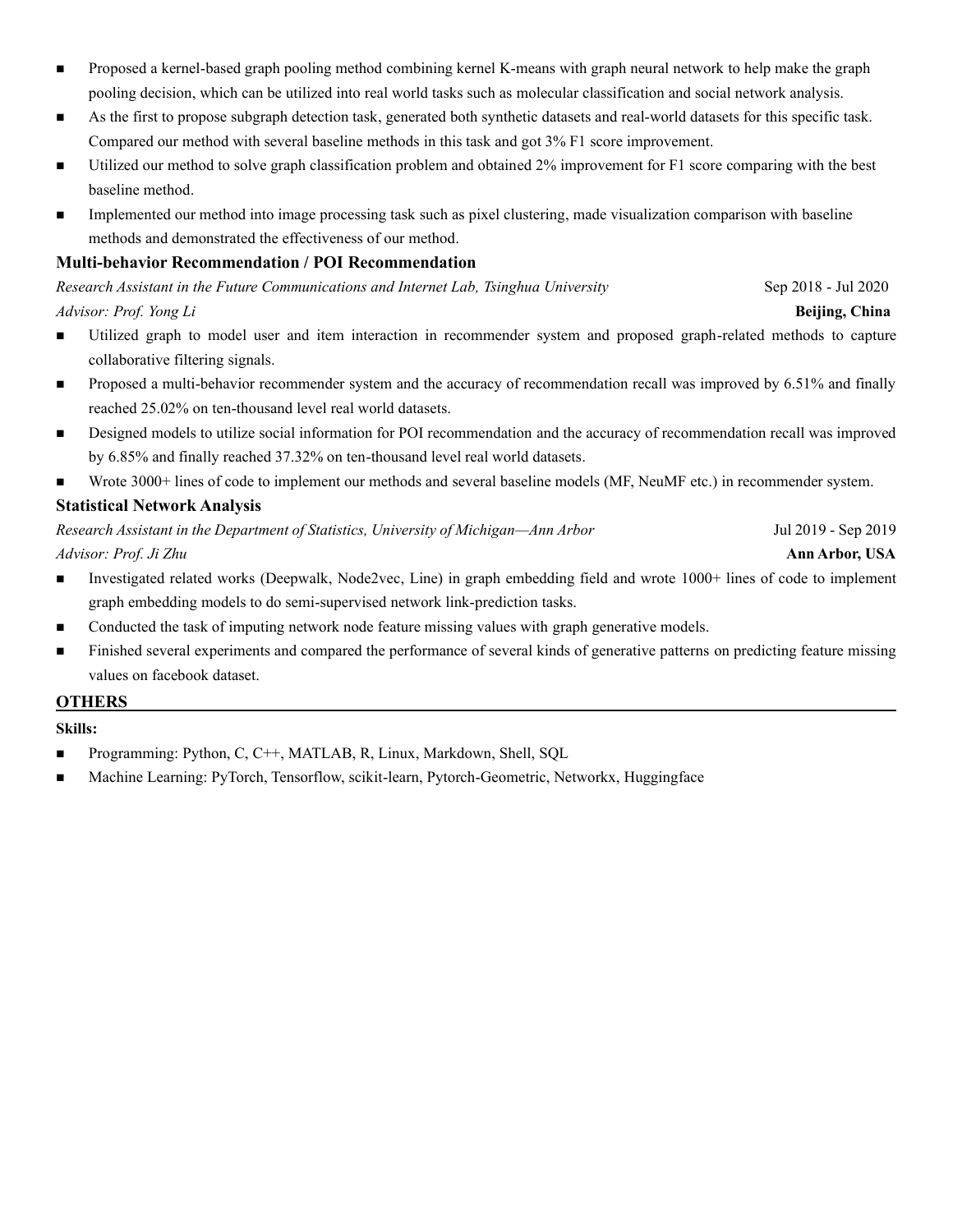- Proposed a kernel-based graph pooling method combining kernel K-means with graph neural network to help make the graph pooling decision, which can be utilized into real world tasks such as molecular classification and social network analysis.
- As the first to propose subgraph detection task, generated both synthetic datasets and real-world datasets for this specific task. Compared our method with several baseline methods in this task and got 3% F1 score improvement.
- Utilized our method to solve graph classification problem and obtained 2% improvement for F1 score comparing with the best baseline method.
- Implemented our method into image processing task such as pixel clustering, made visualization comparison with baseline methods and demonstrated the effectiveness of our method.

### Multi-behavior Recommendation / POI Recommendation

*Research Assistant in the Future Communications and Internet Lab, Tsinghua University* — Sep 2018 - Jul 2020

*Advisor: Prof. Yong Li* — **Beijing, China**

- Utilized graph to model user and item interaction in recommender system and proposed graph-related methods to capture collaborative filtering signals.
- Proposed a multi-behavior recommender system and the accuracy of recommendation recall was improved by 6.51% and finally reached 25.02% on ten-thousand level real world datasets.
- Designed models to utilize social information for POI recommendation and the accuracy of recommendation recall was improved by 6.85% and finally reached 37.32% on ten-thousand level real world datasets.
- Wrote 3000+ lines of code to implement our methods and several baseline models (MF, NeuMF etc.) in recommender system.

### Statistical Network Analysis

*Research Assistant in the Department of Statistics, University of Michigan—Ann Arbor* — Jul 2019 - Sep 2019

*Advisor: Prof. Ji Zhu* — **Ann Arbor, USA**

- Investigated related works (Deepwalk, Node2vec, Line) in graph embedding field and wrote 1000+ lines of code to implement graph embedding models to do semi-supervised network link-prediction tasks.
- Conducted the task of imputing network node feature missing values with graph generative models.
- Finished several experiments and compared the performance of several kinds of generative patterns on predicting feature missing values on facebook dataset.

## OTHERS

**Skills:**

- Programming: Python, C, C++, MATLAB, R, Linux, Markdown, Shell, SQL
- Machine Learning: PyTorch, Tensorflow, scikit-learn, Pytorch-Geometric, Networkx, Huggingface